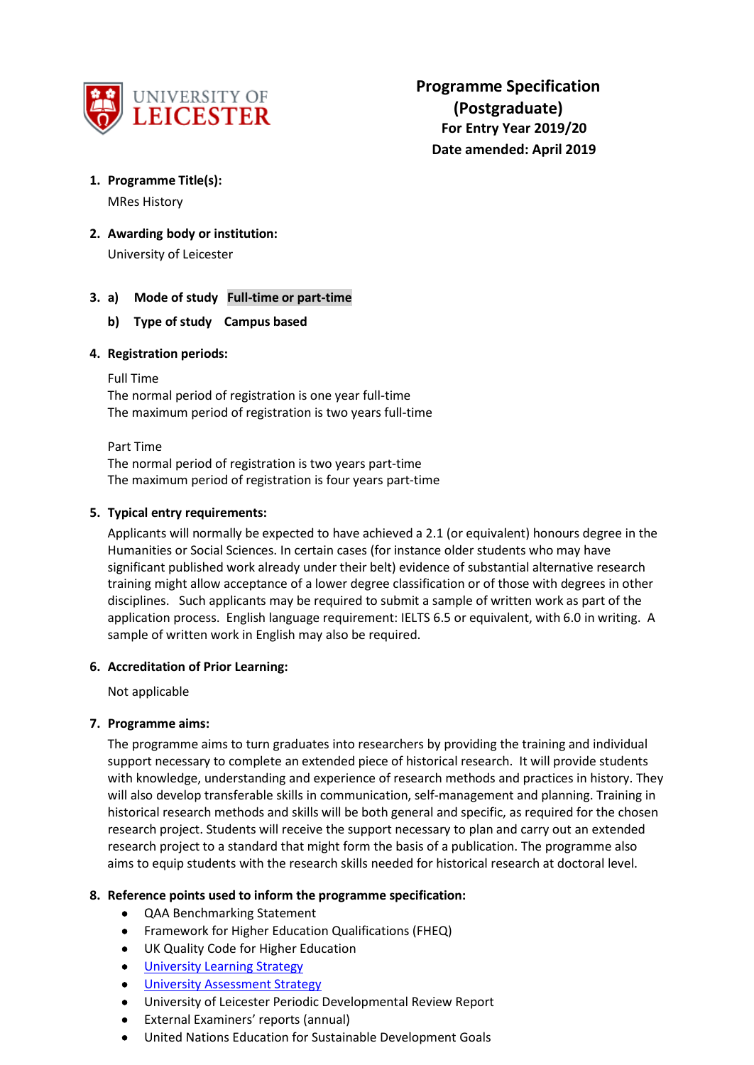UNIVERSITY OF LEICESTER

# Programme Specification (Postgraduate)

**For Entry Year 2019/20**

**Date amended: April 2019**

1. **Programme Title(s):**

   MRes History

2. **Awarding body or institution:**

   University of Leicester

3. a) **Mode of study** **Full-time or part-time**

   b) **Type of study** **Campus based**

4. **Registration periods:**

   Full Time
   The normal period of registration is one year full-time
   The maximum period of registration is two years full-time

   Part Time
   The normal period of registration is two years part-time
   The maximum period of registration is four years part-time

5. **Typical entry requirements:**

   Applicants will normally be expected to have achieved a 2.1 (or equivalent) honours degree in the Humanities or Social Sciences. In certain cases (for instance older students who may have significant published work already under their belt) evidence of substantial alternative research training might allow acceptance of a lower degree classification or of those with degrees in other disciplines. Such applicants may be required to submit a sample of written work as part of the application process. English language requirement: IELTS 6.5 or equivalent, with 6.0 in writing. A sample of written work in English may also be required.

6. **Accreditation of Prior Learning:**

   Not applicable

7. **Programme aims:**

   The programme aims to turn graduates into researchers by providing the training and individual support necessary to complete an extended piece of historical research. It will provide students with knowledge, understanding and experience of research methods and practices in history. They will also develop transferable skills in communication, self-management and planning. Training in historical research methods and skills will be both general and specific, as required for the chosen research project. Students will receive the support necessary to plan and carry out an extended research project to a standard that might form the basis of a publication. The programme also aims to equip students with the research skills needed for historical research at doctoral level.

8. **Reference points used to inform the programme specification:**
   - QAA Benchmarking Statement
   - Framework for Higher Education Qualifications (FHEQ)
   - UK Quality Code for Higher Education
   - University Learning Strategy
   - University Assessment Strategy
   - University of Leicester Periodic Developmental Review Report
   - External Examiners' reports (annual)
   - United Nations Education for Sustainable Development Goals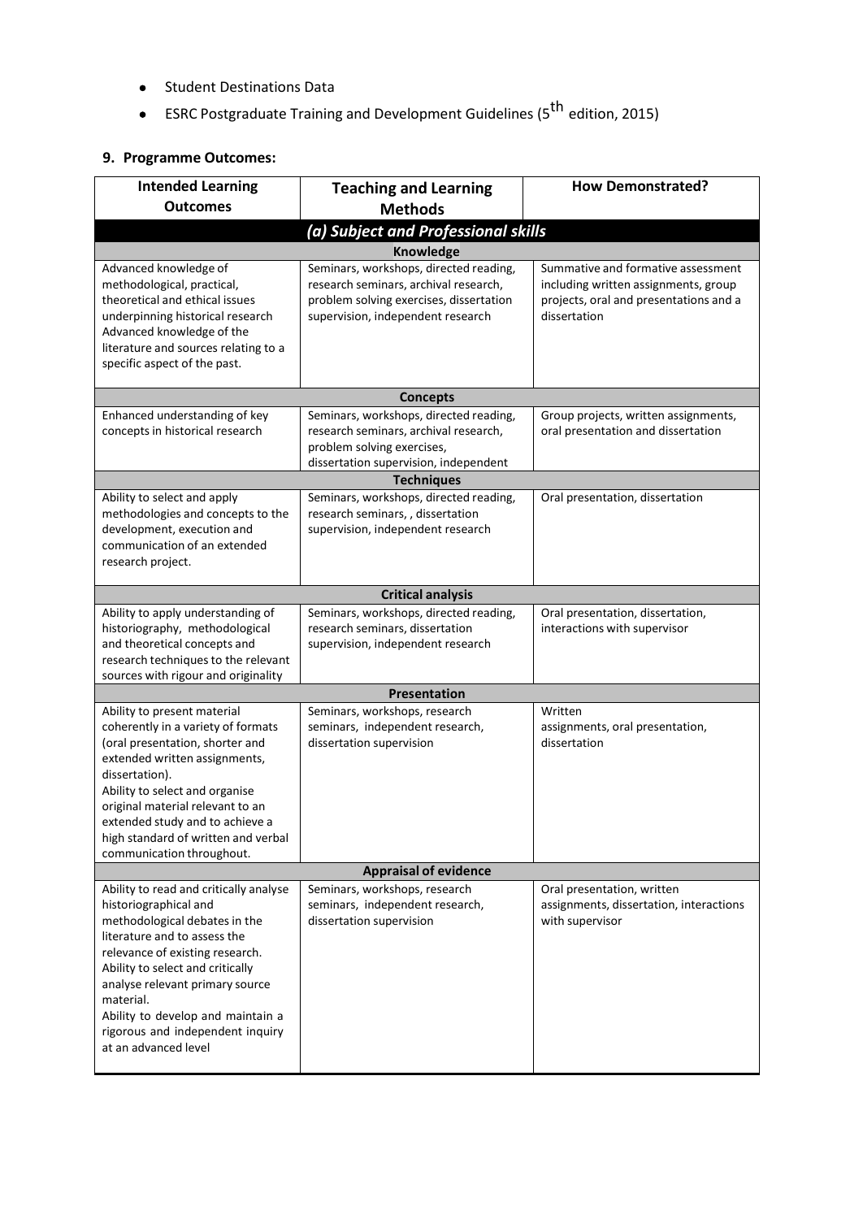- Student Destinations Data
- ESRC Postgraduate Training and Development Guidelines (5th edition, 2015)

## 9. Programme Outcomes:

| Intended Learning Outcomes | Teaching and Learning Methods | How Demonstrated? |
|---|---|---|
| ***(a) Subject and Professional skills*** | | |
| **Knowledge** | | |
| Advanced knowledge of methodological, practical, theoretical and ethical issues underpinning historical research<br>Advanced knowledge of the literature and sources relating to a specific aspect of the past. | Seminars, workshops, directed reading, research seminars, archival research, problem solving exercises, dissertation supervision, independent research | Summative and formative assessment including written assignments, group projects, oral and presentations and a dissertation |
| **Concepts** | | |
| Enhanced understanding of key concepts in historical research | Seminars, workshops, directed reading, research seminars, archival research, problem solving exercises, dissertation supervision, independent | Group projects, written assignments, oral presentation and dissertation |
| **Techniques** | | |
| Ability to select and apply methodologies and concepts to the development, execution and communication of an extended research project. | Seminars, workshops, directed reading, research seminars, , dissertation supervision, independent research | Oral presentation, dissertation |
| **Critical analysis** | | |
| Ability to apply understanding of historiography, methodological and theoretical concepts and research techniques to the relevant sources with rigour and originality | Seminars, workshops, directed reading, research seminars, dissertation supervision, independent research | Oral presentation, dissertation, interactions with supervisor |
| **Presentation** | | |
| Ability to present material coherently in a variety of formats (oral presentation, shorter and extended written assignments, dissertation).<br>Ability to select and organise original material relevant to an extended study and to achieve a high standard of written and verbal communication throughout. | Seminars, workshops, research seminars, independent research, dissertation supervision | Written assignments, oral presentation, dissertation |
| **Appraisal of evidence** | | |
| Ability to read and critically analyse historiographical and methodological debates in the literature and to assess the relevance of existing research.<br>Ability to select and critically analyse relevant primary source material.<br>Ability to develop and maintain a rigorous and independent inquiry at an advanced level | Seminars, workshops, research seminars, independent research, dissertation supervision | Oral presentation, written assignments, dissertation, interactions with supervisor |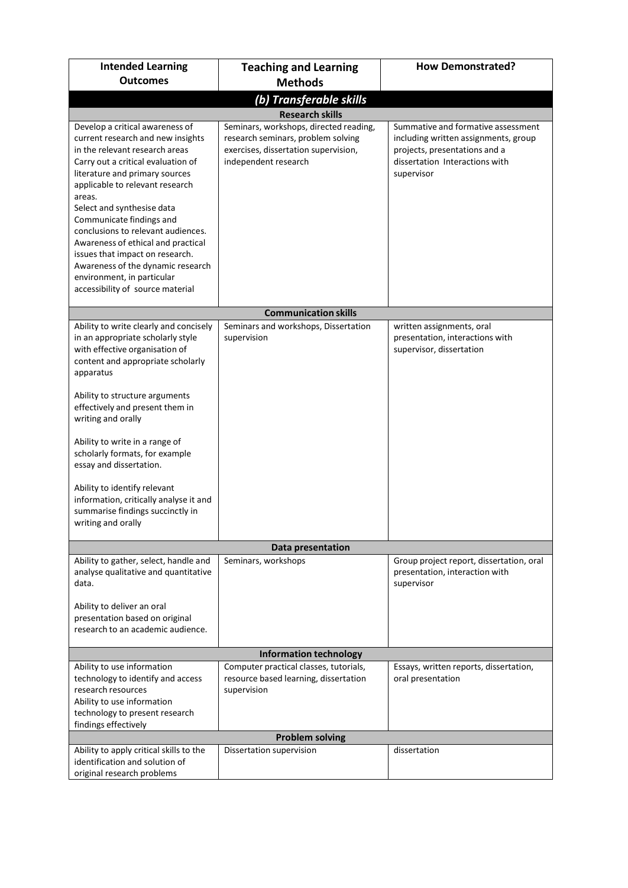| Intended Learning Outcomes | Teaching and Learning Methods | How Demonstrated? |
|---|---|---|
| ***(b) Transferable skills*** | | |
| **Research skills** | | |
| Develop a critical awareness of current research and new insights in the relevant research areas<br>Carry out a critical evaluation of literature and primary sources applicable to relevant research areas.<br>Select and synthesise data<br>Communicate findings and conclusions to relevant audiences.<br>Awareness of ethical and practical issues that impact on research.<br>Awareness of the dynamic research environment, in particular accessibility of source material | Seminars, workshops, directed reading, research seminars, problem solving exercises, dissertation supervision, independent research | Summative and formative assessment including written assignments, group projects, presentations and a dissertation Interactions with supervisor |
| **Communication skills** | | |
| Ability to write clearly and concisely in an appropriate scholarly style with effective organisation of content and appropriate scholarly apparatus<br><br>Ability to structure arguments effectively and present them in writing and orally<br><br>Ability to write in a range of scholarly formats, for example essay and dissertation.<br><br>Ability to identify relevant information, critically analyse it and summarise findings succinctly in writing and orally | Seminars and workshops, Dissertation supervision | written assignments, oral presentation, interactions with supervisor, dissertation |
| **Data presentation** | | |
| Ability to gather, select, handle and analyse qualitative and quantitative data.<br><br>Ability to deliver an oral presentation based on original research to an academic audience. | Seminars, workshops | Group project report, dissertation, oral presentation, interaction with supervisor |
| **Information technology** | | |
| Ability to use information technology to identify and access research resources<br>Ability to use information technology to present research findings effectively | Computer practical classes, tutorials, resource based learning, dissertation supervision | Essays, written reports, dissertation, oral presentation |
| **Problem solving** | | |
| Ability to apply critical skills to the identification and solution of original research problems | Dissertation supervision | dissertation |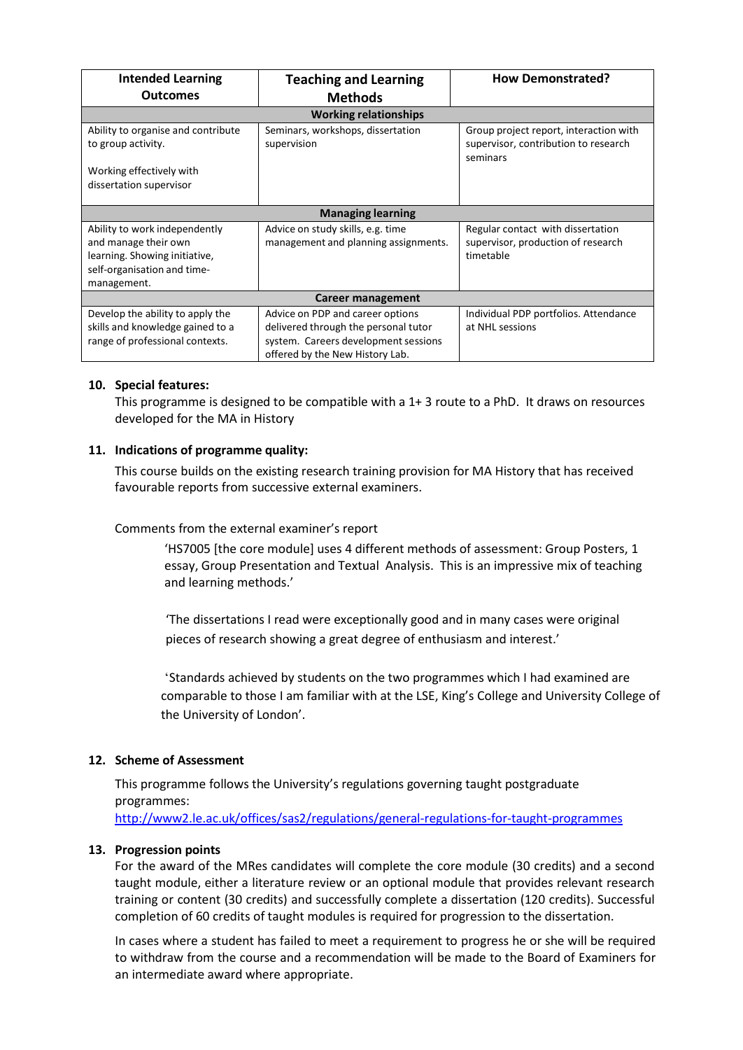| Intended Learning Outcomes | Teaching and Learning Methods | How Demonstrated? |
|---|---|---|
| **Working relationships** | | |
| Ability to organise and contribute to group activity.<br><br>Working effectively with dissertation supervisor | Seminars, workshops, dissertation supervision | Group project report, interaction with supervisor, contribution to research seminars |
| **Managing learning** | | |
| Ability to work independently and manage their own learning. Showing initiative, self-organisation and time-management. | Advice on study skills, e.g. time management and planning assignments. | Regular contact with dissertation supervisor, production of research timetable |
| **Career management** | | |
| Develop the ability to apply the skills and knowledge gained to a range of professional contexts. | Advice on PDP and career options delivered through the personal tutor system. Careers development sessions offered by the New History Lab. | Individual PDP portfolios. Attendance at NHL sessions |

**10. Special features:**

This programme is designed to be compatible with a 1+ 3 route to a PhD. It draws on resources developed for the MA in History

**11. Indications of programme quality:**

This course builds on the existing research training provision for MA History that has received favourable reports from successive external examiners.

Comments from the external examiner's report

> 'HS7005 [the core module] uses 4 different methods of assessment: Group Posters, 1 essay, Group Presentation and Textual Analysis. This is an impressive mix of teaching and learning methods.'
>
> 'The dissertations I read were exceptionally good and in many cases were original pieces of research showing a great degree of enthusiasm and interest.'
>
> 'Standards achieved by students on the two programmes which I had examined are comparable to those I am familiar with at the LSE, King's College and University College of the University of London'.

**12. Scheme of Assessment**

This programme follows the University's regulations governing taught postgraduate programmes:
http://www2.le.ac.uk/offices/sas2/regulations/general-regulations-for-taught-programmes

**13. Progression points**

For the award of the MRes candidates will complete the core module (30 credits) and a second taught module, either a literature review or an optional module that provides relevant research training or content (30 credits) and successfully complete a dissertation (120 credits). Successful completion of 60 credits of taught modules is required for progression to the dissertation.

In cases where a student has failed to meet a requirement to progress he or she will be required to withdraw from the course and a recommendation will be made to the Board of Examiners for an intermediate award where appropriate.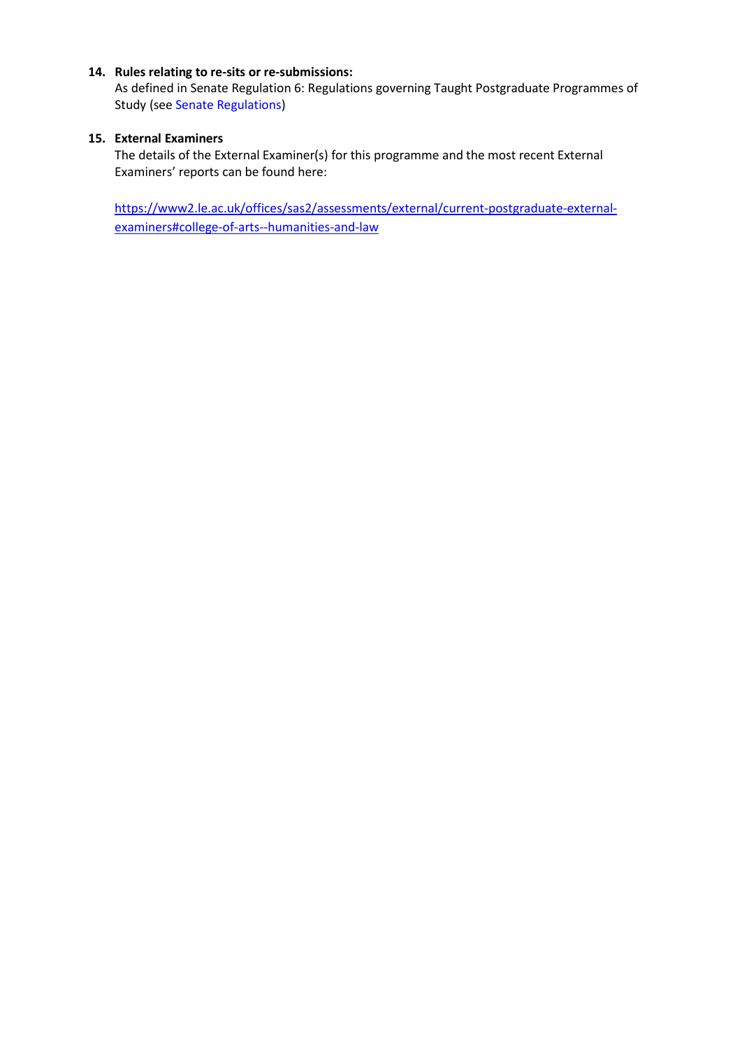**14. Rules relating to re-sits or re-submissions:**

As defined in Senate Regulation 6: Regulations governing Taught Postgraduate Programmes of Study (see Senate Regulations)

**15. External Examiners**

The details of the External Examiner(s) for this programme and the most recent External Examiners' reports can be found here:

https://www2.le.ac.uk/offices/sas2/assessments/external/current-postgraduate-external-examiners#college-of-arts--humanities-and-law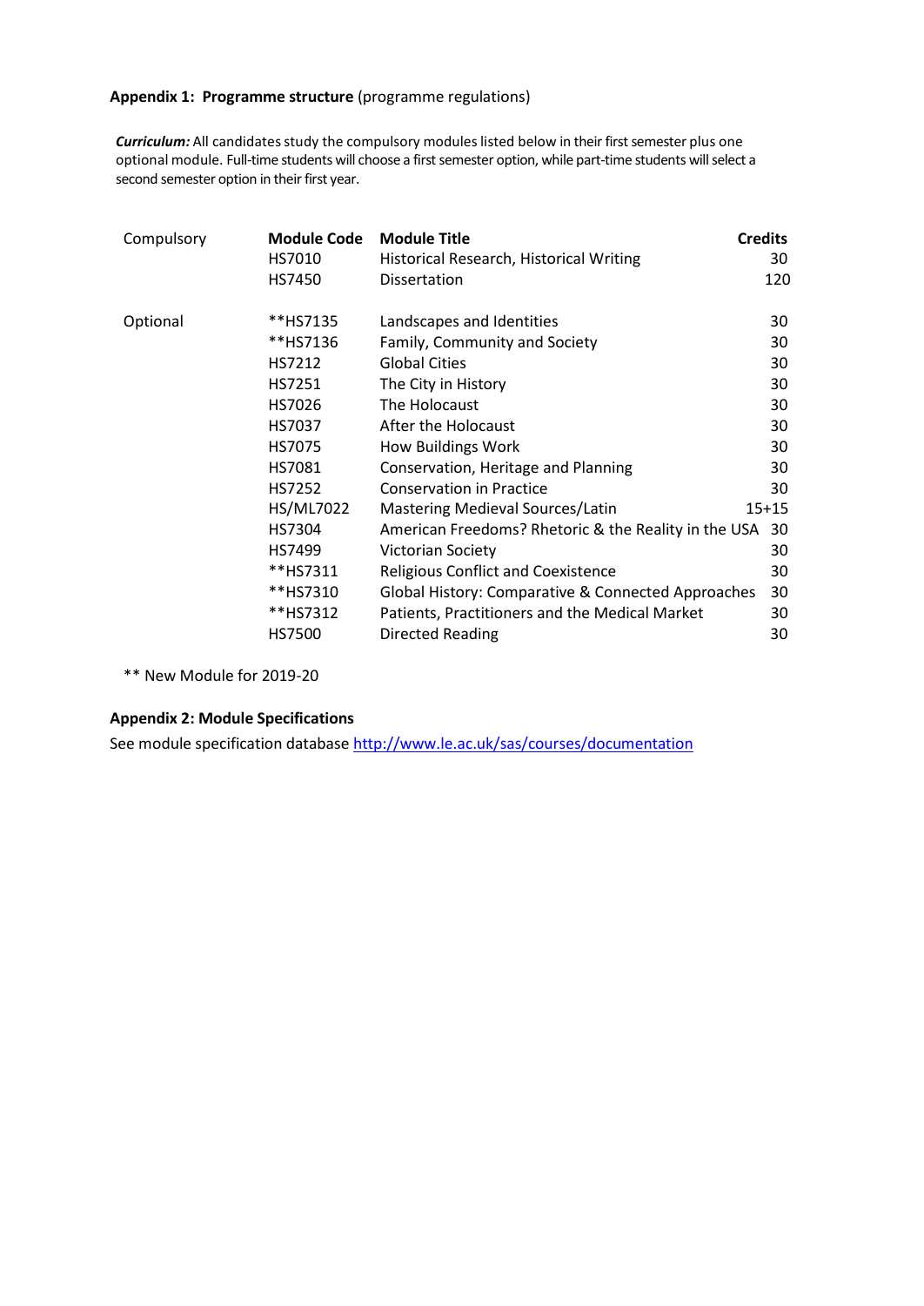**Appendix 1: Programme structure** (programme regulations)

***Curriculum:*** All candidates study the compulsory modules listed below in their first semester plus one optional module. Full-time students will choose a first semester option, while part-time students will select a second semester option in their first year.

| | Module Code | Module Title | Credits |
|---|---|---|---|
| Compulsory | HS7010 | Historical Research, Historical Writing | 30 |
| | HS7450 | Dissertation | 120 |
| Optional | **HS7135 | Landscapes and Identities | 30 |
| | **HS7136 | Family, Community and Society | 30 |
| | HS7212 | Global Cities | 30 |
| | HS7251 | The City in History | 30 |
| | HS7026 | The Holocaust | 30 |
| | HS7037 | After the Holocaust | 30 |
| | HS7075 | How Buildings Work | 30 |
| | HS7081 | Conservation, Heritage and Planning | 30 |
| | HS7252 | Conservation in Practice | 30 |
| | HS/ML7022 | Mastering Medieval Sources/Latin | 15+15 |
| | HS7304 | American Freedoms? Rhetoric & the Reality in the USA | 30 |
| | HS7499 | Victorian Society | 30 |
| | **HS7311 | Religious Conflict and Coexistence | 30 |
| | **HS7310 | Global History: Comparative & Connected Approaches | 30 |
| | **HS7312 | Patients, Practitioners and the Medical Market | 30 |
| | HS7500 | Directed Reading | 30 |

** New Module for 2019-20

**Appendix 2: Module Specifications**

See module specification database http://www.le.ac.uk/sas/courses/documentation